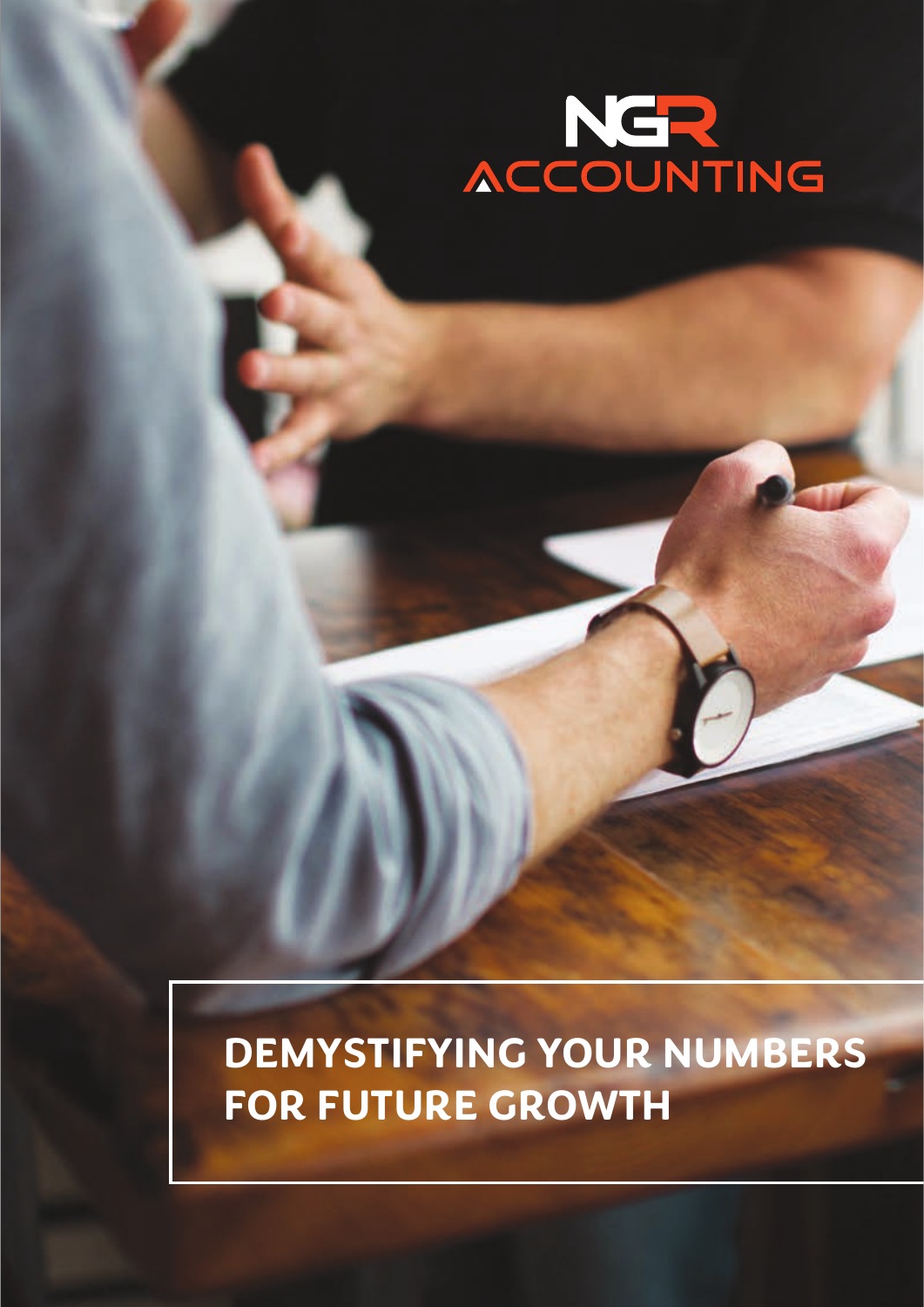NGR ACCOUNTING

# DEMYSTIFYING YOUR NUMBERS FOR FUTURE GROWTH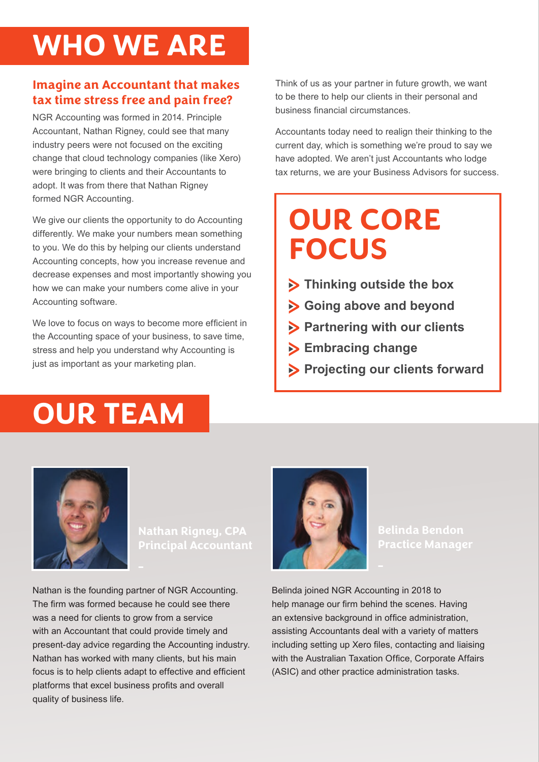# WHO WE ARE

## Imagine an Accountant that makes tax time stress free and pain free?

NGR Accounting was formed in 2014. Principle Accountant, Nathan Rigney, could see that many industry peers were not focused on the exciting change that cloud technology companies (like Xero) were bringing to clients and their Accountants to adopt. It was from there that Nathan Rigney formed NGR Accounting.

We give our clients the opportunity to do Accounting differently. We make your numbers mean something to you. We do this by helping our clients understand Accounting concepts, how you increase revenue and decrease expenses and most importantly showing you how we can make your numbers come alive in your Accounting software.

We love to focus on ways to become more efficient in the Accounting space of your business, to save time, stress and help you understand why Accounting is just as important as your marketing plan.

Think of us as your partner in future growth, we want to be there to help our clients in their personal and business financial circumstances.

Accountants today need to realign their thinking to the current day, which is something we're proud to say we have adopted. We aren't just Accountants who lodge tax returns, we are your Business Advisors for success.

## OUR CORE FOCUS

- Thinking outside the box
- Going above and beyond
- Partnering with our clients
- Embracing change
- Projecting our clients forward

# OUR TEAM

### Nathan Rigney, CPA
**Principal Accountant**

Nathan is the founding partner of NGR Accounting. The firm was formed because he could see there was a need for clients to grow from a service with an Accountant that could provide timely and present-day advice regarding the Accounting industry. Nathan has worked with many clients, but his main focus is to help clients adapt to effective and efficient platforms that excel business profits and overall quality of business life.

### Belinda Bendon
**Practice Manager**

Belinda joined NGR Accounting in 2018 to help manage our firm behind the scenes. Having an extensive background in office administration, assisting Accountants deal with a variety of matters including setting up Xero files, contacting and liaising with the Australian Taxation Office, Corporate Affairs (ASIC) and other practice administration tasks.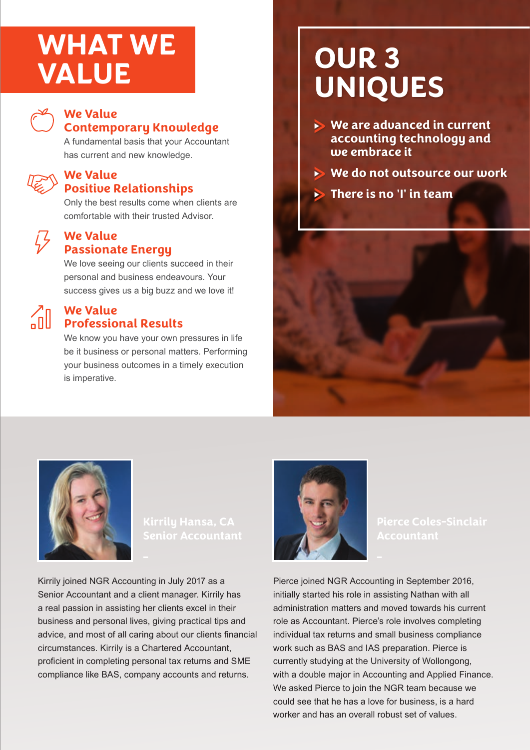# WHAT WE VALUE

### We Value Contemporary Knowledge

A fundamental basis that your Accountant has current and new knowledge.

### We Value Positive Relationships

Only the best results come when clients are comfortable with their trusted Advisor.

### We Value Passionate Energy

We love seeing our clients succeed in their personal and business endeavours. Your success gives us a big buzz and we love it!

### We Value Professional Results

We know you have your own pressures in life be it business or personal matters. Performing your business outcomes in a timely execution is imperative.

# OUR 3 UNIQUES

- We are advanced in current accounting technology and we embrace it
- We do not outsource our work
- There is no 'I' in team

### Kirrily Hansa, CA
### Senior Accountant

Kirrily joined NGR Accounting in July 2017 as a Senior Accountant and a client manager. Kirrily has a real passion in assisting her clients excel in their business and personal lives, giving practical tips and advice, and most of all caring about our clients financial circumstances. Kirrily is a Chartered Accountant, proficient in completing personal tax returns and SME compliance like BAS, company accounts and returns.

### Pierce Coles-Sinclair
### Accountant

Pierce joined NGR Accounting in September 2016, initially started his role in assisting Nathan with all administration matters and moved towards his current role as Accountant. Pierce's role involves completing individual tax returns and small business compliance work such as BAS and IAS preparation. Pierce is currently studying at the University of Wollongong, with a double major in Accounting and Applied Finance. We asked Pierce to join the NGR team because we could see that he has a love for business, is a hard worker and has an overall robust set of values.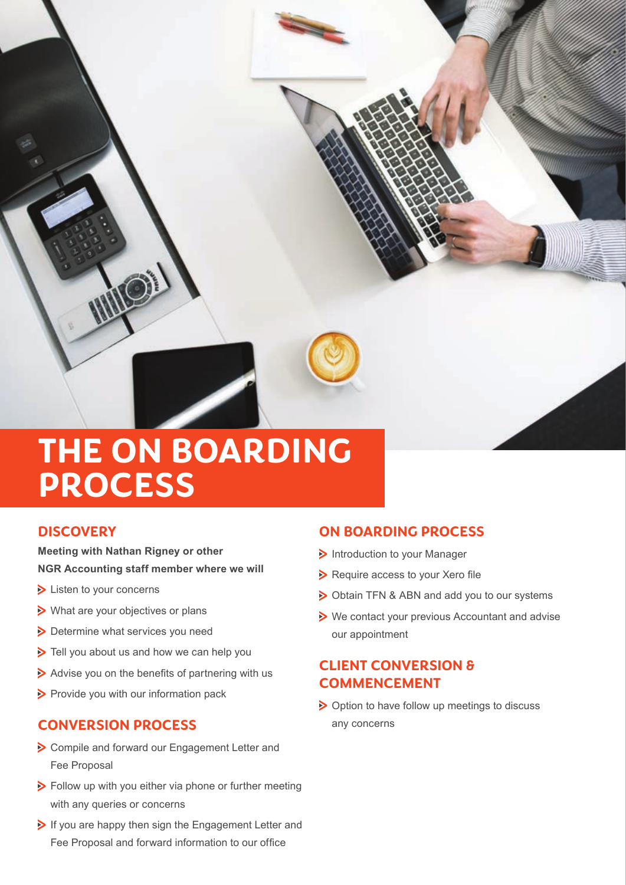# THE ON BOARDING PROCESS

## DISCOVERY

**Meeting with Nathan Rigney or other NGR Accounting staff member where we will**

- Listen to your concerns
- What are your objectives or plans
- Determine what services you need
- Tell you about us and how we can help you
- Advise you on the benefits of partnering with us
- Provide you with our information pack

## CONVERSION PROCESS

- Compile and forward our Engagement Letter and Fee Proposal
- Follow up with you either via phone or further meeting with any queries or concerns
- If you are happy then sign the Engagement Letter and Fee Proposal and forward information to our office

## ON BOARDING PROCESS

- Introduction to your Manager
- Require access to your Xero file
- Obtain TFN & ABN and add you to our systems
- We contact your previous Accountant and advise our appointment

## CLIENT CONVERSION & COMMENCEMENT

- Option to have follow up meetings to discuss any concerns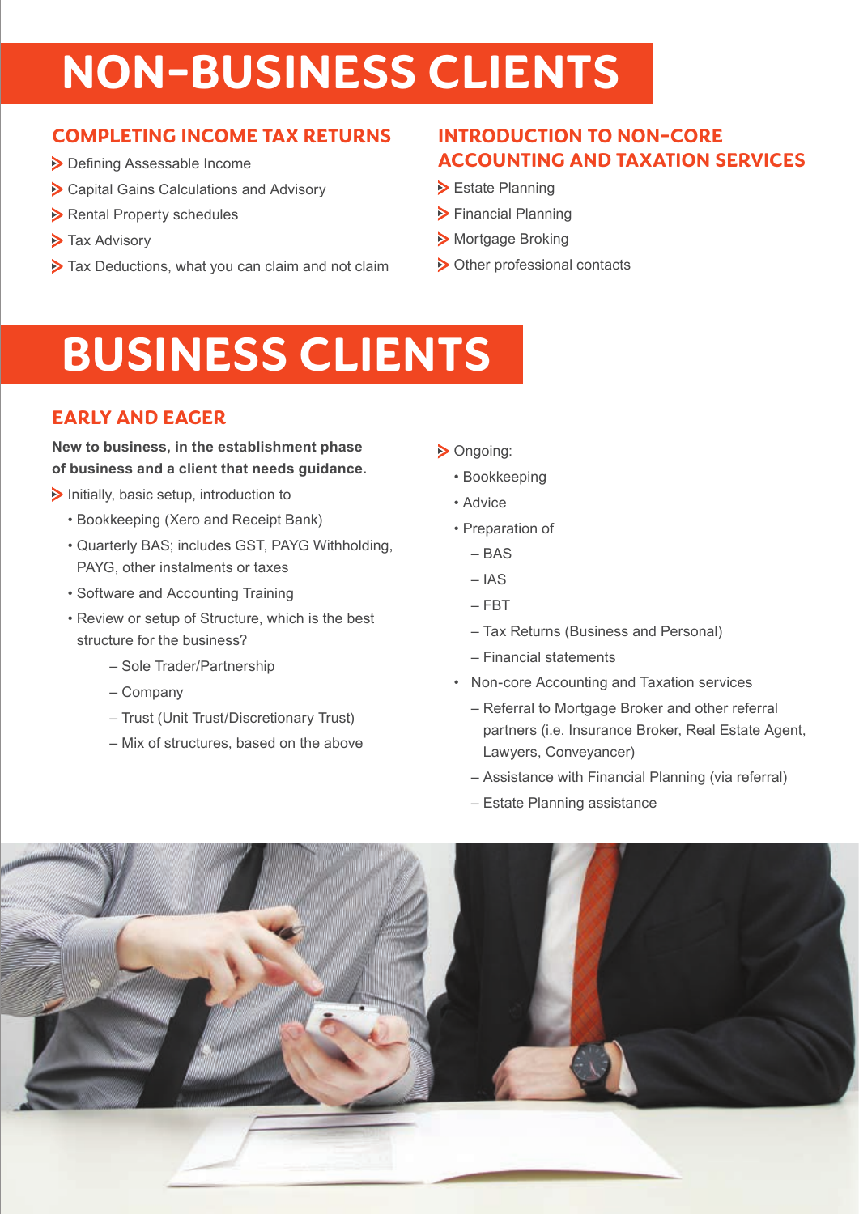# NON-BUSINESS CLIENTS

## COMPLETING INCOME TAX RETURNS

- Defining Assessable Income
- Capital Gains Calculations and Advisory
- Rental Property schedules
- Tax Advisory
- Tax Deductions, what you can claim and not claim

## INTRODUCTION TO NON-CORE ACCOUNTING AND TAXATION SERVICES

- Estate Planning
- Financial Planning
- Mortgage Broking
- Other professional contacts

# BUSINESS CLIENTS

## EARLY AND EAGER

**New to business, in the establishment phase of business and a client that needs guidance.**

- Initially, basic setup, introduction to
  - Bookkeeping (Xero and Receipt Bank)
  - Quarterly BAS; includes GST, PAYG Withholding, PAYG, other instalments or taxes
  - Software and Accounting Training
  - Review or setup of Structure, which is the best structure for the business?
    - Sole Trader/Partnership
    - Company
    - Trust (Unit Trust/Discretionary Trust)
    - Mix of structures, based on the above
- Ongoing:
  - Bookkeeping
  - Advice
  - Preparation of
    - BAS
    - IAS
    - FBT
    - Tax Returns (Business and Personal)
    - Financial statements
  - Non-core Accounting and Taxation services
    - Referral to Mortgage Broker and other referral partners (i.e. Insurance Broker, Real Estate Agent, Lawyers, Conveyancer)
    - Assistance with Financial Planning (via referral)
    - Estate Planning assistance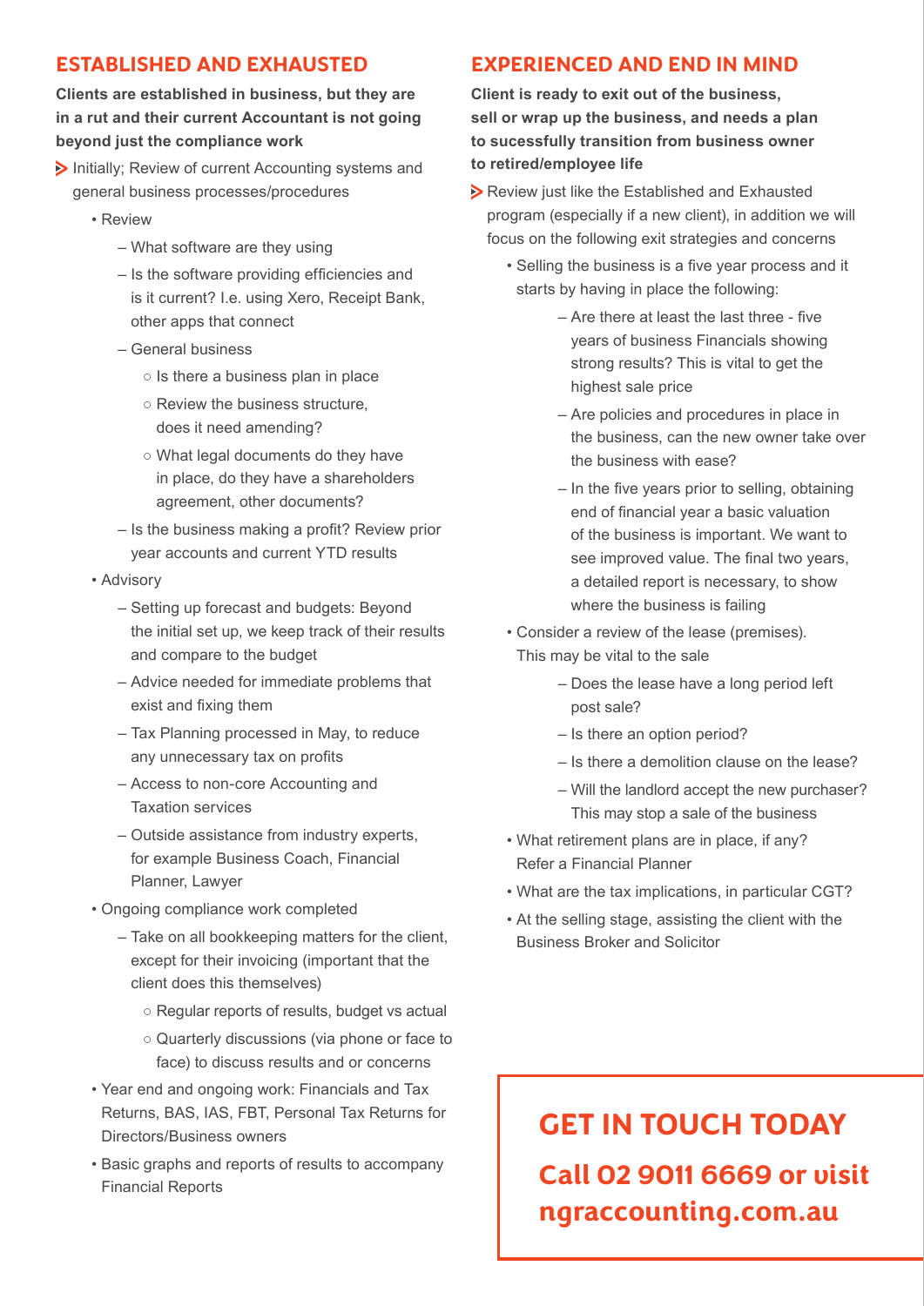## ESTABLISHED AND EXHAUSTED

**Clients are established in business, but they are in a rut and their current Accountant is not going beyond just the compliance work**

- Initially; Review of current Accounting systems and general business processes/procedures
  - Review
    - What software are they using
    - Is the software providing efficiencies and is it current? I.e. using Xero, Receipt Bank, other apps that connect
    - General business
      - Is there a business plan in place
      - Review the business structure, does it need amending?
      - What legal documents do they have in place, do they have a shareholders agreement, other documents?
    - Is the business making a profit? Review prior year accounts and current YTD results
  - Advisory
    - Setting up forecast and budgets: Beyond the initial set up, we keep track of their results and compare to the budget
    - Advice needed for immediate problems that exist and fixing them
    - Tax Planning processed in May, to reduce any unnecessary tax on profits
    - Access to non-core Accounting and Taxation services
    - Outside assistance from industry experts, for example Business Coach, Financial Planner, Lawyer
  - Ongoing compliance work completed
    - Take on all bookkeeping matters for the client, except for their invoicing (important that the client does this themselves)
      - Regular reports of results, budget vs actual
      - Quarterly discussions (via phone or face to face) to discuss results and or concerns
  - Year end and ongoing work: Financials and Tax Returns, BAS, IAS, FBT, Personal Tax Returns for Directors/Business owners
  - Basic graphs and reports of results to accompany Financial Reports

## EXPERIENCED AND END IN MIND

**Client is ready to exit out of the business, sell or wrap up the business, and needs a plan to sucessfully transition from business owner to retired/employee life**

- Review just like the Established and Exhausted program (especially if a new client), in addition we will focus on the following exit strategies and concerns
  - Selling the business is a five year process and it starts by having in place the following:
    - Are there at least the last three - five years of business Financials showing strong results? This is vital to get the highest sale price
    - Are policies and procedures in place in the business, can the new owner take over the business with ease?
    - In the five years prior to selling, obtaining end of financial year a basic valuation of the business is important. We want to see improved value. The final two years, a detailed report is necessary, to show where the business is failing
  - Consider a review of the lease (premises). This may be vital to the sale
    - Does the lease have a long period left post sale?
    - Is there an option period?
    - Is there a demolition clause on the lease?
    - Will the landlord accept the new purchaser? This may stop a sale of the business
  - What retirement plans are in place, if any? Refer a Financial Planner
  - What are the tax implications, in particular CGT?
  - At the selling stage, assisting the client with the Business Broker and Solicitor

## GET IN TOUCH TODAY

**Call 02 9011 6669 or visit ngraccounting.com.au**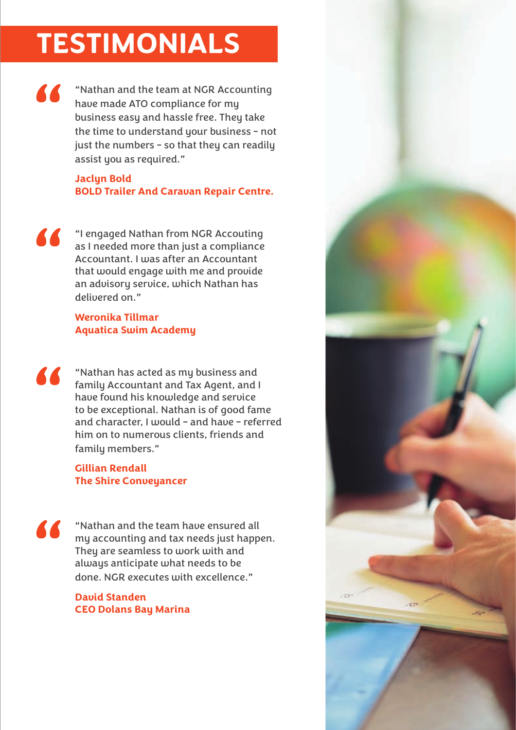# TESTIMONIALS

> "Nathan and the team at NGR Accounting have made ATO compliance for my business easy and hassle free. They take the time to understand your business - not just the numbers - so that they can readily assist you as required."

**Jaclyn Bold**
**BOLD Trailer And Caravan Repair Centre.**

> "I engaged Nathan from NGR Accouting as I needed more than just a compliance Accountant. I was after an Accountant that would engage with me and provide an advisory service, which Nathan has delivered on."

**Weronika Tillmar**
**Aquatica Swim Academy**

> "Nathan has acted as my business and family Accountant and Tax Agent, and I have found his knowledge and service to be exceptional. Nathan is of good fame and character, I would - and have - referred him on to numerous clients, friends and family members."

**Gillian Rendall**
**The Shire Conveyancer**

> "Nathan and the team have ensured all my accounting and tax needs just happen. They are seamless to work with and always anticipate what needs to be done. NGR executes with excellence."

**David Standen**
**CEO Dolans Bay Marina**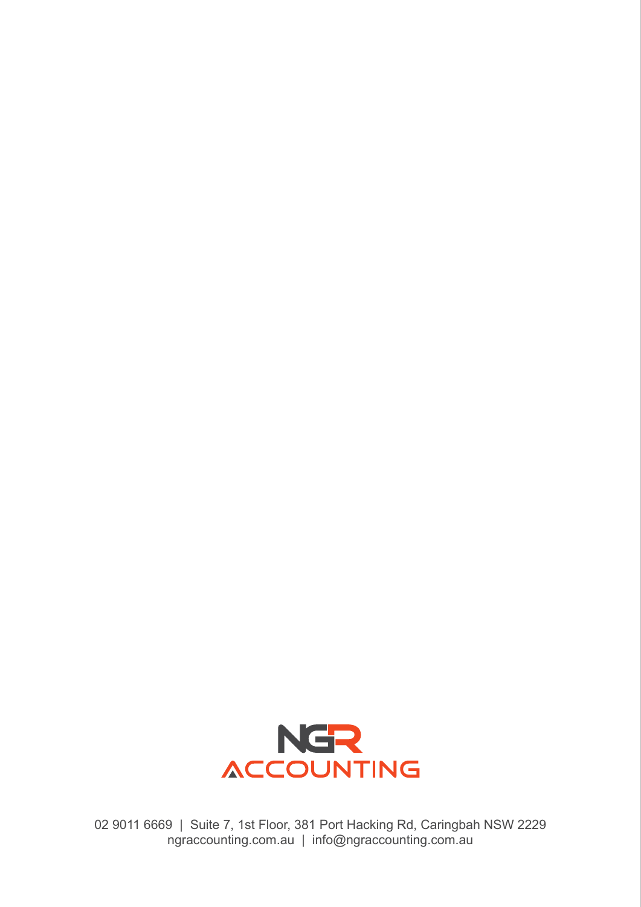NGR ACCOUNTING

02 9011 6669 | Suite 7, 1st Floor, 381 Port Hacking Rd, Caringbah NSW 2229
ngraccounting.com.au | info@ngraccounting.com.au